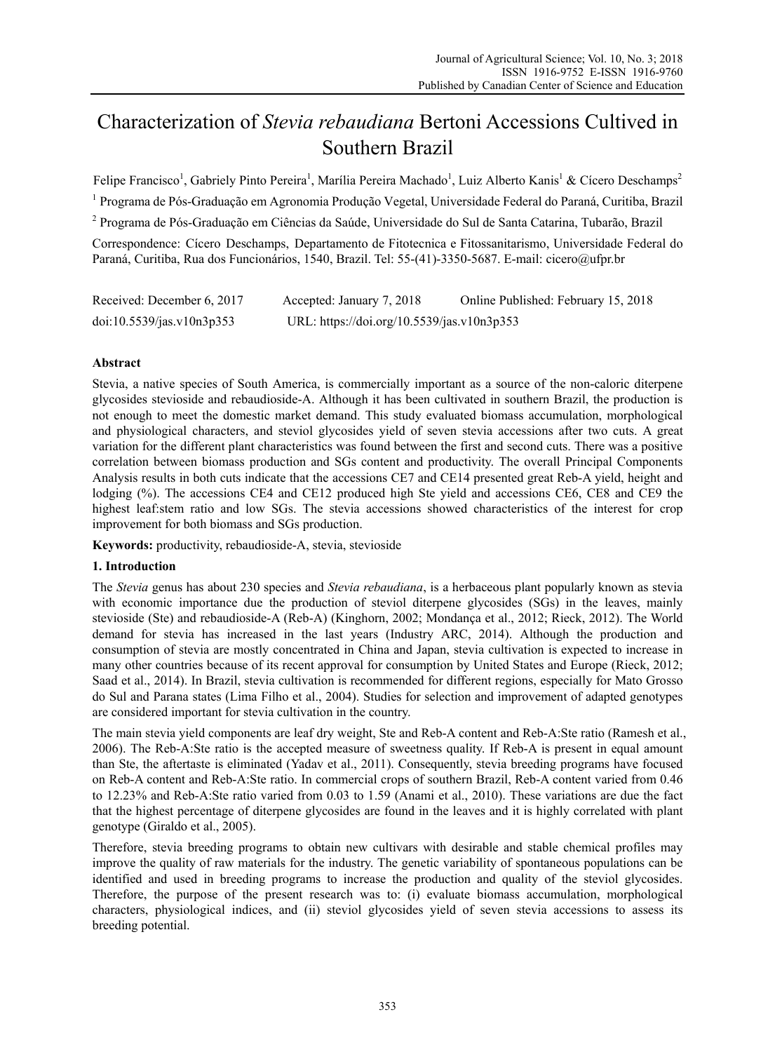# Characterization of *Stevia rebaudiana* Bertoni Accessions Cultived in Southern Brazil

Felipe Francisco[1], Gabriely Pinto Pereira[1], Marília Pereira Machado[1], Luiz Alberto Kanis[1] & Cícero Deschamps[2]

[1] Programa de Pós-Graduação em Agronomia Produção Vegetal, Universidade Federal do Paraná, Curitiba, Brazil

[2] Programa de Pós-Graduação em Ciências da Saúde, Universidade do Sul de Santa Catarina, Tubarão, Brazil

Correspondence: Cícero Deschamps, Departamento de Fitotecnica e Fitossanitarismo, Universidade Federal do Paraná, Curitiba, Rua dos Funcionários, 1540, Brazil. Tel: 55-(41)-3350-5687. E-mail: cicero@ufpr.br

Received: December 6, 2017 Accepted: January 7, 2018 Online Published: February 15, 2018

doi:10.5539/jas.v10n3p353 URL: https://doi.org/10.5539/jas.v10n3p353

## Abstract

Stevia, a native species of South America, is commercially important as a source of the non-caloric diterpene glycosides stevioside and rebaudioside-A. Although it has been cultivated in southern Brazil, the production is not enough to meet the domestic market demand. This study evaluated biomass accumulation, morphological and physiological characters, and steviol glycosides yield of seven stevia accessions after two cuts. A great variation for the different plant characteristics was found between the first and second cuts. There was a positive correlation between biomass production and SGs content and productivity. The overall Principal Components Analysis results in both cuts indicate that the accessions CE7 and CE14 presented great Reb-A yield, height and lodging (%). The accessions CE4 and CE12 produced high Ste yield and accessions CE6, CE8 and CE9 the highest leaf:stem ratio and low SGs. The stevia accessions showed characteristics of the interest for crop improvement for both biomass and SGs production.

**Keywords:** productivity, rebaudioside-A, stevia, stevioside

## 1. Introduction

The *Stevia* genus has about 230 species and *Stevia rebaudiana*, is a herbaceous plant popularly known as stevia with economic importance due the production of steviol diterpene glycosides (SGs) in the leaves, mainly stevioside (Ste) and rebaudioside-A (Reb-A) (Kinghorn, 2002; Mondança et al., 2012; Rieck, 2012). The World demand for stevia has increased in the last years (Industry ARC, 2014). Although the production and consumption of stevia are mostly concentrated in China and Japan, stevia cultivation is expected to increase in many other countries because of its recent approval for consumption by United States and Europe (Rieck, 2012; Saad et al., 2014). In Brazil, stevia cultivation is recommended for different regions, especially for Mato Grosso do Sul and Parana states (Lima Filho et al., 2004). Studies for selection and improvement of adapted genotypes are considered important for stevia cultivation in the country.

The main stevia yield components are leaf dry weight, Ste and Reb-A content and Reb-A:Ste ratio (Ramesh et al., 2006). The Reb-A:Ste ratio is the accepted measure of sweetness quality. If Reb-A is present in equal amount than Ste, the aftertaste is eliminated (Yadav et al., 2011). Consequently, stevia breeding programs have focused on Reb-A content and Reb-A:Ste ratio. In commercial crops of southern Brazil, Reb-A content varied from 0.46 to 12.23% and Reb-A:Ste ratio varied from 0.03 to 1.59 (Anami et al., 2010). These variations are due the fact that the highest percentage of diterpene glycosides are found in the leaves and it is highly correlated with plant genotype (Giraldo et al., 2005).

Therefore, stevia breeding programs to obtain new cultivars with desirable and stable chemical profiles may improve the quality of raw materials for the industry. The genetic variability of spontaneous populations can be identified and used in breeding programs to increase the production and quality of the steviol glycosides. Therefore, the purpose of the present research was to: (i) evaluate biomass accumulation, morphological characters, physiological indices, and (ii) steviol glycosides yield of seven stevia accessions to assess its breeding potential.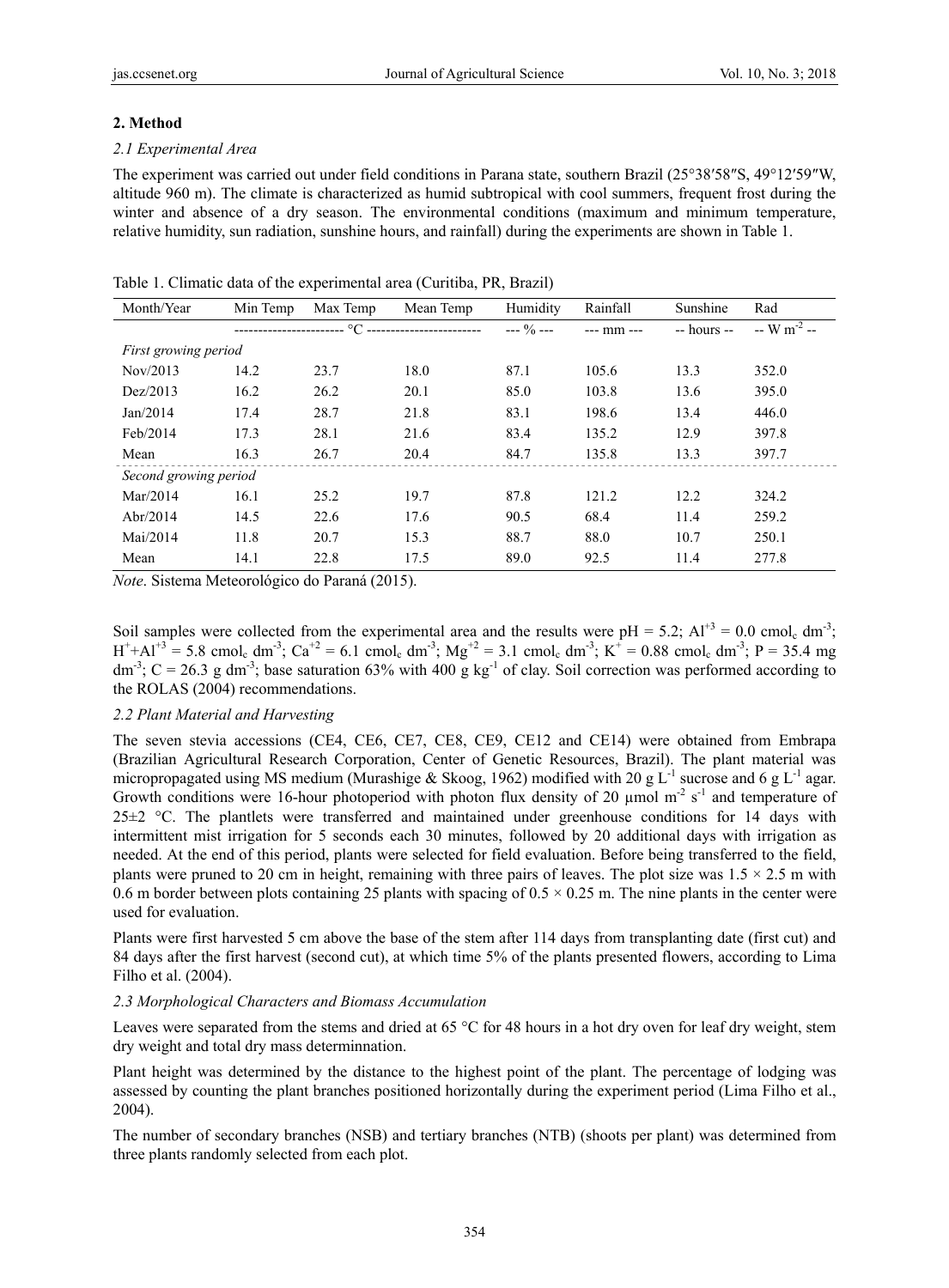## 2. Method

### 2.1 Experimental Area

The experiment was carried out under field conditions in Parana state, southern Brazil (25°38′58″S, 49°12′59″W, altitude 960 m). The climate is characterized as humid subtropical with cool summers, frequent frost during the winter and absence of a dry season. The environmental conditions (maximum and minimum temperature, relative humidity, sun radiation, sunshine hours, and rainfall) during the experiments are shown in Table 1.

Table 1. Climatic data of the experimental area (Curitiba, PR, Brazil)

| Month/Year | Min Temp | Max Temp | Mean Temp | Humidity | Rainfall | Sunshine | Rad |
|---|---|---|---|---|---|---|---|
| | °C | | | --- % --- | --- mm --- | -- hours -- | -- W $m^{-2}$ -- |
| *First growing period* | | | | | | | |
| Nov/2013 | 14.2 | 23.7 | 18.0 | 87.1 | 105.6 | 13.3 | 352.0 |
| Dez/2013 | 16.2 | 26.2 | 20.1 | 85.0 | 103.8 | 13.6 | 395.0 |
| Jan/2014 | 17.4 | 28.7 | 21.8 | 83.1 | 198.6 | 13.4 | 446.0 |
| Feb/2014 | 17.3 | 28.1 | 21.6 | 83.4 | 135.2 | 12.9 | 397.8 |
| Mean | 16.3 | 26.7 | 20.4 | 84.7 | 135.8 | 13.3 | 397.7 |
| *Second growing period* | | | | | | | |
| Mar/2014 | 16.1 | 25.2 | 19.7 | 87.8 | 121.2 | 12.2 | 324.2 |
| Abr/2014 | 14.5 | 22.6 | 17.6 | 90.5 | 68.4 | 11.4 | 259.2 |
| Mai/2014 | 11.8 | 20.7 | 15.3 | 88.7 | 88.0 | 10.7 | 250.1 |
| Mean | 14.1 | 22.8 | 17.5 | 89.0 | 92.5 | 11.4 | 277.8 |

*Note*. Sistema Meteorológico do Paraná (2015).

Soil samples were collected from the experimental area and the results were pH = 5.2; $Al^{+3}$ = 0.0 $cmol_c\ dm^{-3}$; $H^{+}$+$Al^{+3}$ = 5.8 $cmol_c\ dm^{-3}$; $Ca^{+2}$ = 6.1 $cmol_c\ dm^{-3}$; $Mg^{+2}$ = 3.1 $cmol_c\ dm^{-3}$; $K^{+}$ = 0.88 $cmol_c\ dm^{-3}$; P = 35.4 mg $dm^{-3}$; C = 26.3 g $dm^{-3}$; base saturation 63% with 400 g $kg^{-1}$ of clay. Soil correction was performed according to the ROLAS (2004) recommendations.

### 2.2 Plant Material and Harvesting

The seven stevia accessions (CE4, CE6, CE7, CE8, CE9, CE12 and CE14) were obtained from Embrapa (Brazilian Agricultural Research Corporation, Center of Genetic Resources, Brazil). The plant material was micropropagated using MS medium (Murashige & Skoog, 1962) modified with 20 g $L^{-1}$ sucrose and 6 g $L^{-1}$ agar. Growth conditions were 16-hour photoperiod with photon flux density of 20 µmol $m^{-2}$ $s^{-1}$ and temperature of 25±2 °C. The plantlets were transferred and maintained under greenhouse conditions for 14 days with intermittent mist irrigation for 5 seconds each 30 minutes, followed by 20 additional days with irrigation as needed. At the end of this period, plants were selected for field evaluation. Before being transferred to the field, plants were pruned to 20 cm in height, remaining with three pairs of leaves. The plot size was 1.5 × 2.5 m with 0.6 m border between plots containing 25 plants with spacing of 0.5 × 0.25 m. The nine plants in the center were used for evaluation.

Plants were first harvested 5 cm above the base of the stem after 114 days from transplanting date (first cut) and 84 days after the first harvest (second cut), at which time 5% of the plants presented flowers, according to Lima Filho et al. (2004).

### 2.3 Morphological Characters and Biomass Accumulation

Leaves were separated from the stems and dried at 65 °C for 48 hours in a hot dry oven for leaf dry weight, stem dry weight and total dry mass determinnation.

Plant height was determined by the distance to the highest point of the plant. The percentage of lodging was assessed by counting the plant branches positioned horizontally during the experiment period (Lima Filho et al., 2004).

The number of secondary branches (NSB) and tertiary branches (NTB) (shoots per plant) was determined from three plants randomly selected from each plot.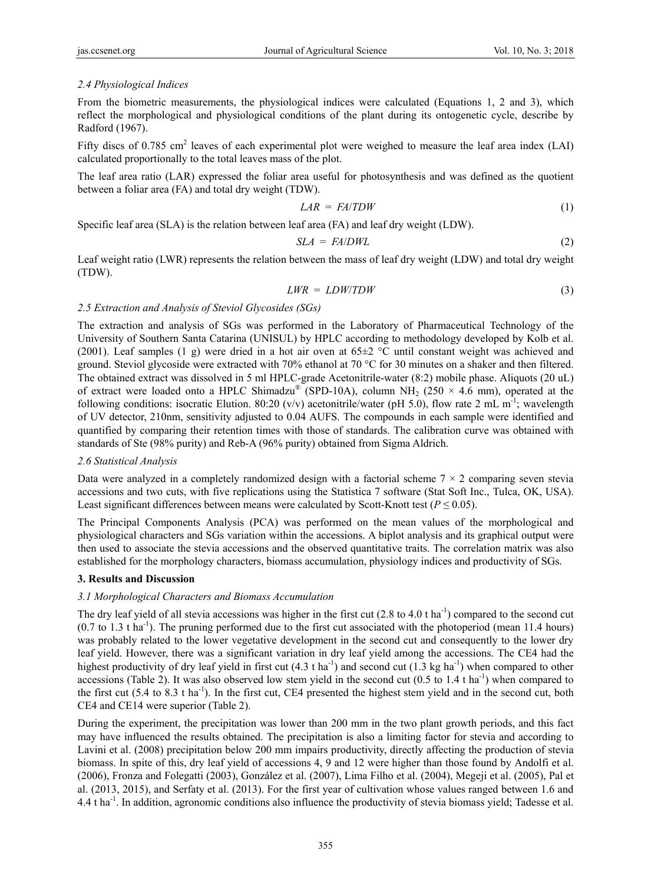*2.4 Physiological Indices*

From the biometric measurements, the physiological indices were calculated (Equations 1, 2 and 3), which reflect the morphological and physiological conditions of the plant during its ontogenetic cycle, describe by Radford (1967).

Fifty discs of 0.785 $cm^2$ leaves of each experimental plot were weighed to measure the leaf area index (LAI) calculated proportionally to the total leaves mass of the plot.

The leaf area ratio (LAR) expressed the foliar area useful for photosynthesis and was defined as the quotient between a foliar area (FA) and total dry weight (TDW).

$$LAR = FA/TDW \tag{1}$$

Specific leaf area (SLA) is the relation between leaf area (FA) and leaf dry weight (LDW).

$$SLA = FA/DWL \tag{2}$$

Leaf weight ratio (LWR) represents the relation between the mass of leaf dry weight (LDW) and total dry weight (TDW).

$$LWR = LDW/TDW \tag{3}$$

*2.5 Extraction and Analysis of Steviol Glycosides (SGs)*

The extraction and analysis of SGs was performed in the Laboratory of Pharmaceutical Technology of the University of Southern Santa Catarina (UNISUL) by HPLC according to methodology developed by Kolb et al. (2001). Leaf samples (1 g) were dried in a hot air oven at 65±2 °C until constant weight was achieved and ground. Steviol glycoside were extracted with 70% ethanol at 70 °C for 30 minutes on a shaker and then filtered. The obtained extract was dissolved in 5 ml HPLC-grade Acetonitrile-water (8:2) mobile phase. Aliquots (20 uL) of extract were loaded onto a HPLC Shimadzu® (SPD-10A), column $NH_2$ (250 × 4.6 mm), operated at the following conditions: isocratic Elution. 80:20 (v/v) acetonitrile/water (pH 5.0), flow rate 2 mL $m^{-1}$; wavelength of UV detector, 210nm, sensitivity adjusted to 0.04 AUFS. The compounds in each sample were identified and quantified by comparing their retention times with those of standards. The calibration curve was obtained with standards of Ste (98% purity) and Reb-A (96% purity) obtained from Sigma Aldrich.

*2.6 Statistical Analysis*

Data were analyzed in a completely randomized design with a factorial scheme 7 × 2 comparing seven stevia accessions and two cuts, with five replications using the Statistica 7 software (Stat Soft Inc., Tulca, OK, USA). Least significant differences between means were calculated by Scott-Knott test ($P \leq 0.05$).

The Principal Components Analysis (PCA) was performed on the mean values of the morphological and physiological characters and SGs variation within the accessions. A biplot analysis and its graphical output were then used to associate the stevia accessions and the observed quantitative traits. The correlation matrix was also established for the morphology characters, biomass accumulation, physiology indices and productivity of SGs.

## 3. Results and Discussion

*3.1 Morphological Characters and Biomass Accumulation*

The dry leaf yield of all stevia accessions was higher in the first cut (2.8 to 4.0 t $ha^{-1}$) compared to the second cut (0.7 to 1.3 t $ha^{-1}$). The pruning performed due to the first cut associated with the photoperiod (mean 11.4 hours) was probably related to the lower vegetative development in the second cut and consequently to the lower dry leaf yield. However, there was a significant variation in dry leaf yield among the accessions. The CE4 had the highest productivity of dry leaf yield in first cut (4.3 t $ha^{-1}$) and second cut (1.3 kg $ha^{-1}$) when compared to other accessions (Table 2). It was also observed low stem yield in the second cut (0.5 to 1.4 t $ha^{-1}$) when compared to the first cut (5.4 to 8.3 t $ha^{-1}$). In the first cut, CE4 presented the highest stem yield and in the second cut, both CE4 and CE14 were superior (Table 2).

During the experiment, the precipitation was lower than 200 mm in the two plant growth periods, and this fact may have influenced the results obtained. The precipitation is also a limiting factor for stevia and according to Lavini et al. (2008) precipitation below 200 mm impairs productivity, directly affecting the production of stevia biomass. In spite of this, dry leaf yield of accessions 4, 9 and 12 were higher than those found by Andolfi et al. (2006), Fronza and Folegatti (2003), González et al. (2007), Lima Filho et al. (2004), Megeji et al. (2005), Pal et al. (2013, 2015), and Serfaty et al. (2013). For the first year of cultivation whose values ranged between 1.6 and 4.4 t $ha^{-1}$. In addition, agronomic conditions also influence the productivity of stevia biomass yield; Tadesse et al.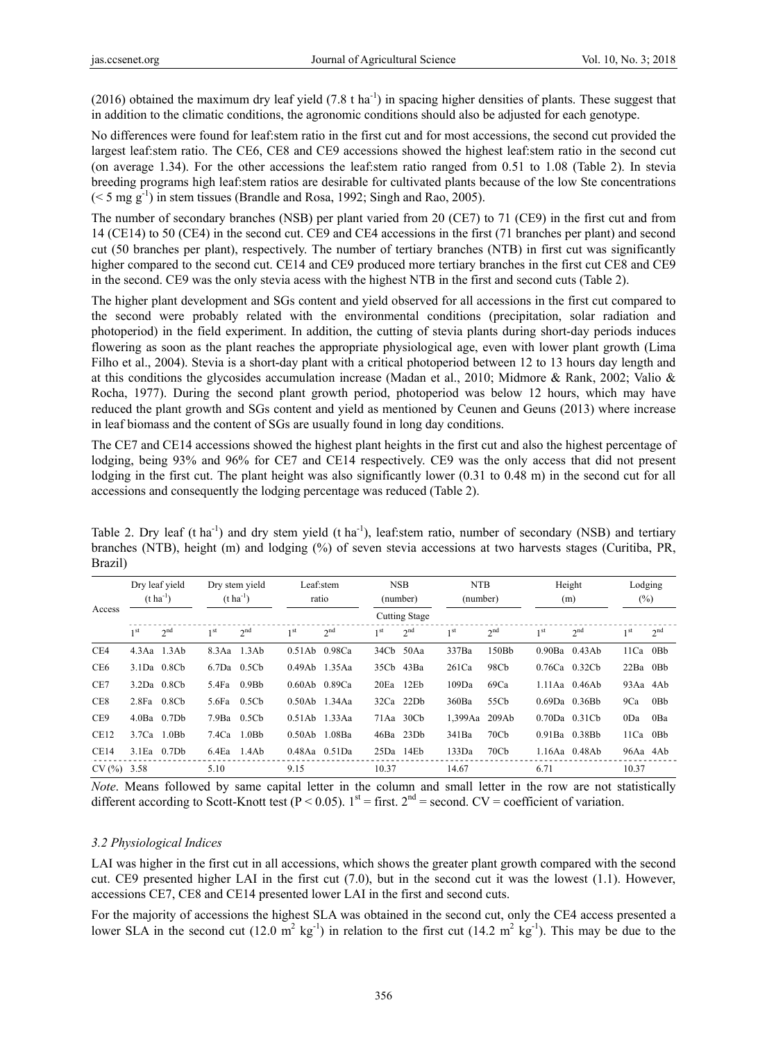(2016) obtained the maximum dry leaf yield (7.8 t ha$^{-1}$) in spacing higher densities of plants. These suggest that in addition to the climatic conditions, the agronomic conditions should also be adjusted for each genotype.

No differences were found for leaf:stem ratio in the first cut and for most accessions, the second cut provided the largest leaf:stem ratio. The CE6, CE8 and CE9 accessions showed the highest leaf:stem ratio in the second cut (on average 1.34). For the other accessions the leaf:stem ratio ranged from 0.51 to 1.08 (Table 2). In stevia breeding programs high leaf:stem ratios are desirable for cultivated plants because of the low Ste concentrations (< 5 mg g$^{-1}$) in stem tissues (Brandle and Rosa, 1992; Singh and Rao, 2005).

The number of secondary branches (NSB) per plant varied from 20 (CE7) to 71 (CE9) in the first cut and from 14 (CE14) to 50 (CE4) in the second cut. CE9 and CE4 accessions in the first (71 branches per plant) and second cut (50 branches per plant), respectively. The number of tertiary branches (NTB) in first cut was significantly higher compared to the second cut. CE14 and CE9 produced more tertiary branches in the first cut CE8 and CE9 in the second. CE9 was the only stevia acess with the highest NTB in the first and second cuts (Table 2).

The higher plant development and SGs content and yield observed for all accessions in the first cut compared to the second were probably related with the environmental conditions (precipitation, solar radiation and photoperiod) in the field experiment. In addition, the cutting of stevia plants during short-day periods induces flowering as soon as the plant reaches the appropriate physiological age, even with lower plant growth (Lima Filho et al., 2004). Stevia is a short-day plant with a critical photoperiod between 12 to 13 hours day length and at this conditions the glycosides accumulation increase (Madan et al., 2010; Midmore & Rank, 2002; Valio & Rocha, 1977). During the second plant growth period, photoperiod was below 12 hours, which may have reduced the plant growth and SGs content and yield as mentioned by Ceunen and Geuns (2013) where increase in leaf biomass and the content of SGs are usually found in long day conditions.

The CE7 and CE14 accessions showed the highest plant heights in the first cut and also the highest percentage of lodging, being 93% and 96% for CE7 and CE14 respectively. CE9 was the only access that did not present lodging in the first cut. The plant height was also significantly lower (0.31 to 0.48 m) in the second cut for all accessions and consequently the lodging percentage was reduced (Table 2).

Table 2. Dry leaf (t ha$^{-1}$) and dry stem yield (t ha$^{-1}$), leaf:stem ratio, number of secondary (NSB) and tertiary branches (NTB), height (m) and lodging (%) of seven stevia accessions at two harvests stages (Curitiba, PR, Brazil)

| Access | Dry leaf yield (t ha$^{-1}$) | | Dry stem yield (t ha$^{-1}$) | | Leaf:stem ratio | | NSB (number) | | NTB (number) | | Height (m) | | Lodging (%) | |
|---|---|---|---|---|---|---|---|---|---|---|---|---|---|---|
| | Cutting Stage | | | | | | | | | | | | | |
| | 1$^{st}$ | 2$^{nd}$ | 1$^{st}$ | 2$^{nd}$ | 1$^{st}$ | 2$^{nd}$ | 1$^{st}$ | 2$^{nd}$ | 1$^{st}$ | 2$^{nd}$ | 1$^{st}$ | 2$^{nd}$ | 1$^{st}$ | 2$^{nd}$ |
| CE4 | 4.3Aa | 1.3Ab | 8.3Aa | 1.3Ab | 0.51Ab | 0.98Ca | 34Cb | 50Aa | 337Ba | 150Bb | 0.90Ba | 0.43Ab | 11Ca | 0Bb |
| CE6 | 3.1Da | 0.8Cb | 6.7Da | 0.5Cb | 0.49Ab | 1.35Aa | 35Cb | 43Ba | 261Ca | 98Cb | 0.76Ca | 0.32Cb | 22Ba | 0Bb |
| CE7 | 3.2Da | 0.8Cb | 5.4Fa | 0.9Bb | 0.60Ab | 0.89Ca | 20Ea | 12Eb | 109Da | 69Ca | 1.11Aa | 0.46Ab | 93Aa | 4Ab |
| CE8 | 2.8Fa | 0.8Cb | 5.6Fa | 0.5Cb | 0.50Ab | 1.34Aa | 32Ca | 22Db | 360Ba | 55Cb | 0.69Da | 0.36Bb | 9Ca | 0Bb |
| CE9 | 4.0Ba | 0.7Db | 7.9Ba | 0.5Cb | 0.51Ab | 1.33Aa | 71Aa | 30Cb | 1,399Aa | 209Ab | 0.70Da | 0.31Cb | 0Da | 0Ba |
| CE12 | 3.7Ca | 1.0Bb | 7.4Ca | 1.0Bb | 0.50Ab | 1.08Ba | 46Ba | 23Db | 341Ba | 70Cb | 0.91Ba | 0.38Bb | 11Ca | 0Bb |
| CE14 | 3.1Ea | 0.7Db | 6.4Ea | 1.4Ab | 0.48Aa | 0.51Da | 25Da | 14Eb | 133Da | 70Cb | 1.16Aa | 0.48Ab | 96Aa | 4Ab |
| CV (%) | 3.58 | | 5.10 | | 9.15 | | 10.37 | | 14.67 | | 6.71 | | 10.37 | |

*Note*. Means followed by same capital letter in the column and small letter in the row are not statistically different according to Scott-Knott test (P < 0.05). 1$^{st}$ = first. 2$^{nd}$ = second. CV = coefficient of variation.

### 3.2 Physiological Indices

LAI was higher in the first cut in all accessions, which shows the greater plant growth compared with the second cut. CE9 presented higher LAI in the first cut (7.0), but in the second cut it was the lowest (1.1). However, accessions CE7, CE8 and CE14 presented lower LAI in the first and second cuts.

For the majority of accessions the highest SLA was obtained in the second cut, only the CE4 access presented a lower SLA in the second cut (12.0 m$^2$ kg$^{-1}$) in relation to the first cut (14.2 m$^2$ kg$^{-1}$). This may be due to the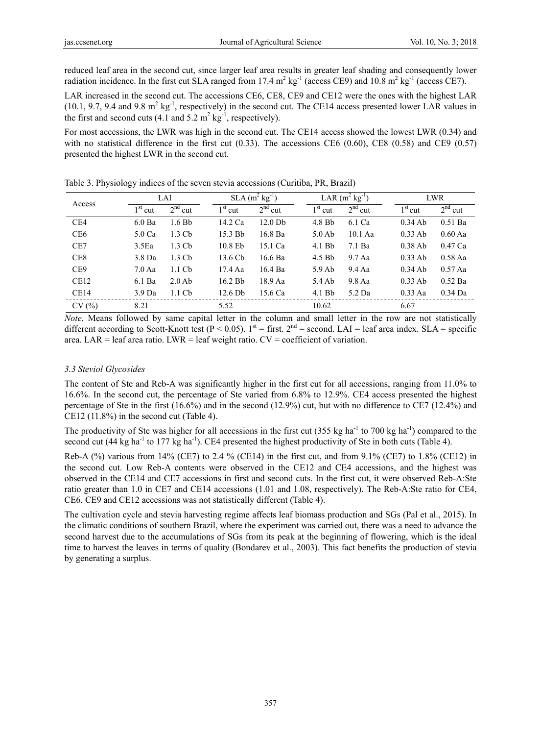reduced leaf area in the second cut, since larger leaf area results in greater leaf shading and consequently lower radiation incidence. In the first cut SLA ranged from 17.4 $m^2\ kg^{-1}$ (access CE9) and 10.8 $m^2\ kg^{-1}$ (access CE7).

LAR increased in the second cut. The accessions CE6, CE8, CE9 and CE12 were the ones with the highest LAR (10.1, 9.7, 9.4 and 9.8 $m^2\ kg^{-1}$, respectively) in the second cut. The CE14 access presented lower LAR values in the first and second cuts (4.1 and 5.2 $m^2\ kg^{-1}$, respectively).

For most accessions, the LWR was high in the second cut. The CE14 access showed the lowest LWR (0.34) and with no statistical difference in the first cut (0.33). The accessions CE6 (0.60), CE8 (0.58) and CE9 (0.57) presented the highest LWR in the second cut.

Table 3. Physiology indices of the seven stevia accessions (Curitiba, PR, Brazil)

| Access | LAI | | SLA ($m^2\ kg^{-1}$) | | LAR ($m^2\ kg^{-1}$) | | LWR | |
|---|---|---|---|---|---|---|---|---|
| | 1st cut | 2nd cut | 1st cut | 2nd cut | 1st cut | 2nd cut | 1st cut | 2nd cut |
| CE4 | 6.0 Ba | 1.6 Bb | 14.2 Ca | 12.0 Db | 4.8 Bb | 6.1 Ca | 0.34 Ab | 0.51 Ba |
| CE6 | 5.0 Ca | 1.3 Cb | 15.3 Bb | 16.8 Ba | 5.0 Ab | 10.1 Aa | 0.33 Ab | 0.60 Aa |
| CE7 | 3.5Ea | 1.3 Cb | 10.8 Eb | 15.1 Ca | 4.1 Bb | 7.1 Ba | 0.38 Ab | 0.47 Ca |
| CE8 | 3.8 Da | 1.3 Cb | 13.6 Cb | 16.6 Ba | 4.5 Bb | 9.7 Aa | 0.33 Ab | 0.58 Aa |
| CE9 | 7.0 Aa | 1.1 Cb | 17.4 Aa | 16.4 Ba | 5.9 Ab | 9.4 Aa | 0.34 Ab | 0.57 Aa |
| CE12 | 6.1 Ba | 2.0 Ab | 16.2 Bb | 18.9 Aa | 5.4 Ab | 9.8 Aa | 0.33 Ab | 0.52 Ba |
| CE14 | 3.9 Da | 1.1 Cb | 12.6 Db | 15.6 Ca | 4.1 Bb | 5.2 Da | 0.33 Aa | 0.34 Da |
| CV (%) | 8.21 | | 5.52 | | 10.62 | | 6.67 | |

*Note*. Means followed by same capital letter in the column and small letter in the row are not statistically different according to Scott-Knott test ($P < 0.05$). 1st = first. 2nd = second. LAI = leaf area index. SLA = specific area. LAR = leaf area ratio. LWR = leaf weight ratio. CV = coefficient of variation.

### 3.3 Steviol Glycosides

The content of Ste and Reb-A was significantly higher in the first cut for all accessions, ranging from 11.0% to 16.6%. In the second cut, the percentage of Ste varied from 6.8% to 12.9%. CE4 access presented the highest percentage of Ste in the first (16.6%) and in the second (12.9%) cut, but with no difference to CE7 (12.4%) and CE12 (11.8%) in the second cut (Table 4).

The productivity of Ste was higher for all accessions in the first cut (355 $kg\ ha^{-1}$ to 700 $kg\ ha^{-1}$) compared to the second cut (44 $kg\ ha^{-1}$ to 177 $kg\ ha^{-1}$). CE4 presented the highest productivity of Ste in both cuts (Table 4).

Reb-A (%) various from 14% (CE7) to 2.4 % (CE14) in the first cut, and from 9.1% (CE7) to 1.8% (CE12) in the second cut. Low Reb-A contents were observed in the CE12 and CE4 accessions, and the highest was observed in the CE14 and CE7 accessions in first and second cuts. In the first cut, it were observed Reb-A:Ste ratio greater than 1.0 in CE7 and CE14 accessions (1.01 and 1.08, respectively). The Reb-A:Ste ratio for CE4, CE6, CE9 and CE12 accessions was not statistically different (Table 4).

The cultivation cycle and stevia harvesting regime affects leaf biomass production and SGs (Pal et al., 2015). In the climatic conditions of southern Brazil, where the experiment was carried out, there was a need to advance the second harvest due to the accumulations of SGs from its peak at the beginning of flowering, which is the ideal time to harvest the leaves in terms of quality (Bondarev et al., 2003). This fact benefits the production of stevia by generating a surplus.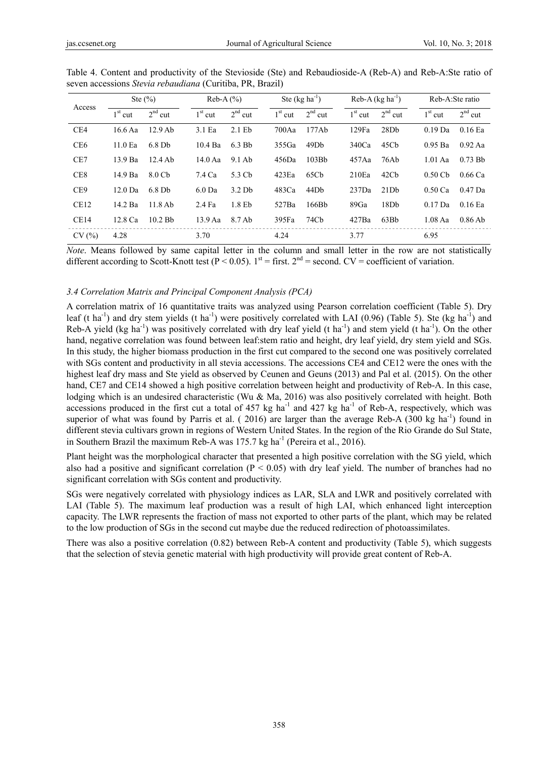Table 4. Content and productivity of the Stevioside (Ste) and Rebaudioside-A (Reb-A) and Reb-A:Ste ratio of seven accessions *Stevia rebaudiana* (Curitiba, PR, Brazil)

| Access | Ste (%) | | Reb-A (%) | | Ste (kg ha$^{-1}$) | | Reb-A (kg ha$^{-1}$) | | Reb-A:Ste ratio | |
|---|---|---|---|---|---|---|---|---|---|---|
| | 1$^{st}$ cut | 2$^{nd}$ cut | 1$^{st}$ cut | 2$^{nd}$ cut | 1$^{st}$ cut | 2$^{nd}$ cut | 1$^{st}$ cut | 2$^{nd}$ cut | 1$^{st}$ cut | 2$^{nd}$ cut |
| CE4 | 16.6 Aa | 12.9 Ab | 3.1 Ea | 2.1 Eb | 700Aa | 177Ab | 129Fa | 28Db | 0.19 Da | 0.16 Ea |
| CE6 | 11.0 Ea | 6.8 Db | 10.4 Ba | 6.3 Bb | 355Ga | 49Db | 340Ca | 45Cb | 0.95 Ba | 0.92 Aa |
| CE7 | 13.9 Ba | 12.4 Ab | 14.0 Aa | 9.1 Ab | 456Da | 103Bb | 457Aa | 76Ab | 1.01 Aa | 0.73 Bb |
| CE8 | 14.9 Ba | 8.0 Cb | 7.4 Ca | 5.3 Cb | 423Ea | 65Cb | 210Ea | 42Cb | 0.50 Cb | 0.66 Ca |
| CE9 | 12.0 Da | 6.8 Db | 6.0 Da | 3.2 Db | 483Ca | 44Db | 237Da | 21Db | 0.50 Ca | 0.47 Da |
| CE12 | 14.2 Ba | 11.8 Ab | 2.4 Fa | 1.8 Eb | 527Ba | 166Bb | 89Ga | 18Db | 0.17 Da | 0.16 Ea |
| CE14 | 12.8 Ca | 10.2 Bb | 13.9 Aa | 8.7 Ab | 395Fa | 74Cb | 427Ba | 63Bb | 1.08 Aa | 0.86 Ab |
| CV (%) | 4.28 | | 3.70 | | 4.24 | | 3.77 | | 6.95 | |

*Note*. Means followed by same capital letter in the column and small letter in the row are not statistically different according to Scott-Knott test ($P < 0.05$). 1$^{st}$ = first. 2$^{nd}$ = second. CV = coefficient of variation.

### 3.4 Correlation Matrix and Principal Component Analysis (PCA)

A correlation matrix of 16 quantitative traits was analyzed using Pearson correlation coefficient (Table 5). Dry leaf (t ha$^{-1}$) and dry stem yields (t ha$^{-1}$) were positively correlated with LAI (0.96) (Table 5). Ste (kg ha$^{-1}$) and Reb-A yield (kg ha$^{-1}$) was positively correlated with dry leaf yield (t ha$^{-1}$) and stem yield (t ha$^{-1}$). On the other hand, negative correlation was found between leaf:stem ratio and height, dry leaf yield, dry stem yield and SGs. In this study, the higher biomass production in the first cut compared to the second one was positively correlated with SGs content and productivity in all stevia accessions. The accessions CE4 and CE12 were the ones with the highest leaf dry mass and Ste yield as observed by Ceunen and Geuns (2013) and Pal et al. (2015). On the other hand, CE7 and CE14 showed a high positive correlation between height and productivity of Reb-A. In this case, lodging which is an undesired characteristic (Wu & Ma, 2016) was also positively correlated with height. Both accessions produced in the first cut a total of 457 kg ha$^{-1}$ and 427 kg ha$^{-1}$ of Reb-A, respectively, which was superior of what was found by Parris et al. ( 2016) are larger than the average Reb-A (300 kg ha$^{-1}$) found in different stevia cultivars grown in regions of Western United States. In the region of the Rio Grande do Sul State, in Southern Brazil the maximum Reb-A was 175.7 kg ha$^{-1}$ (Pereira et al., 2016).

Plant height was the morphological character that presented a high positive correlation with the SG yield, which also had a positive and significant correlation ($P < 0.05$) with dry leaf yield. The number of branches had no significant correlation with SGs content and productivity.

SGs were negatively correlated with physiology indices as LAR, SLA and LWR and positively correlated with LAI (Table 5). The maximum leaf production was a result of high LAI, which enhanced light interception capacity. The LWR represents the fraction of mass not exported to other parts of the plant, which may be related to the low production of SGs in the second cut maybe due the reduced redirection of photoassimilates.

There was also a positive correlation (0.82) between Reb-A content and productivity (Table 5), which suggests that the selection of stevia genetic material with high productivity will provide great content of Reb-A.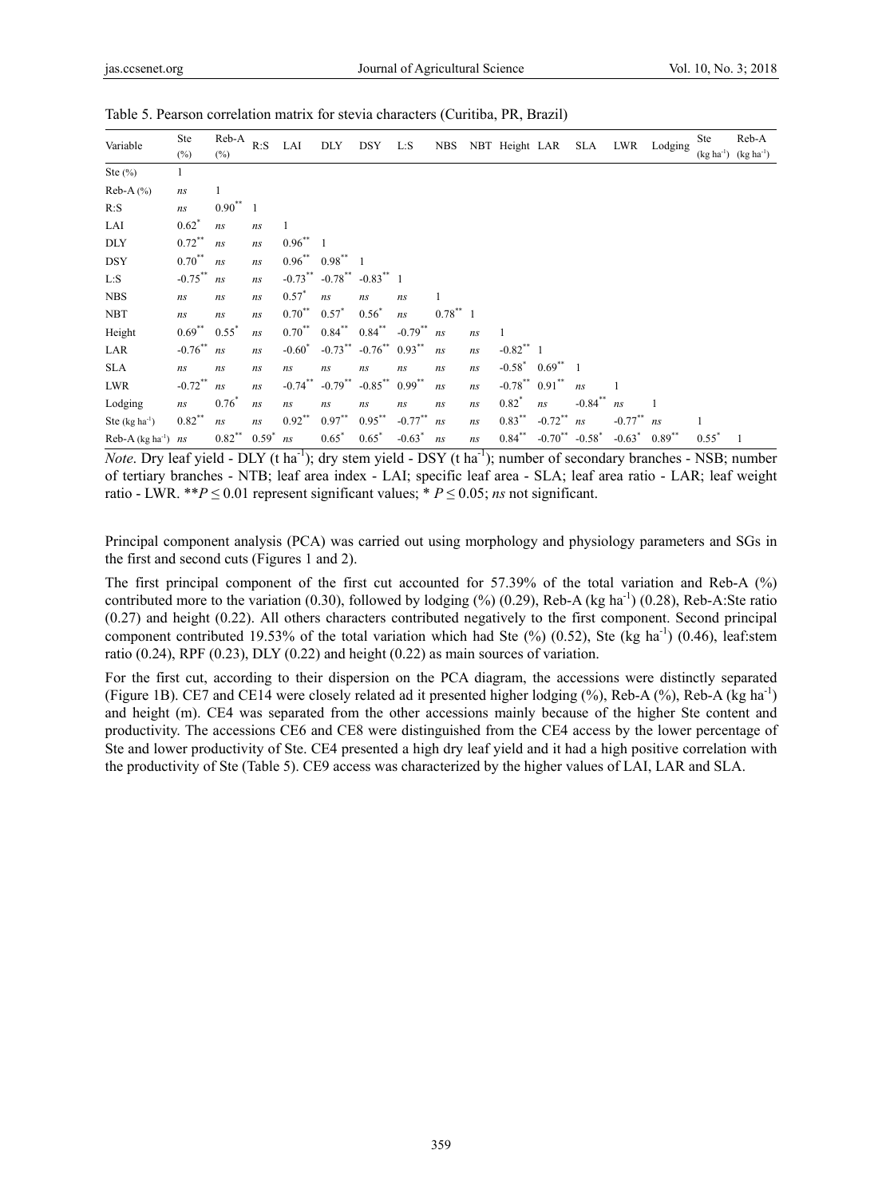Table 5. Pearson correlation matrix for stevia characters (Curitiba, PR, Brazil)

| Variable | Ste (%) | Reb-A (%) | R:S | LAI | DLY | DSY | L:S | NBS | NBT | Height | LAR | SLA | LWR | Lodging | Ste (kg ha$^{-1}$) | Reb-A (kg ha$^{-1}$) |
|---|---|---|---|---|---|---|---|---|---|---|---|---|---|---|---|---|
| Ste (%) | 1 | | | | | | | | | | | | | | | |
| Reb-A (%) | *ns* | 1 | | | | | | | | | | | | | | |
| R:S | *ns* | 0.90$^{**}$ | 1 | | | | | | | | | | | | | |
| LAI | 0.62$^{*}$ | *ns* | *ns* | 1 | | | | | | | | | | | | |
| DLY | 0.72$^{**}$ | *ns* | *ns* | 0.96$^{**}$ | 1 | | | | | | | | | | | |
| DSY | 0.70$^{**}$ | *ns* | *ns* | 0.96$^{**}$ | 0.98$^{**}$ | 1 | | | | | | | | | | |
| L:S | -0.75$^{**}$ | *ns* | *ns* | -0.73$^{**}$ | -0.78$^{**}$ | -0.83$^{**}$ | 1 | | | | | | | | | |
| NBS | *ns* | *ns* | *ns* | 0.57$^{*}$ | *ns* | *ns* | *ns* | 1 | | | | | | | | |
| NBT | *ns* | *ns* | *ns* | 0.70$^{**}$ | 0.57$^{*}$ | 0.56$^{*}$ | *ns* | 0.78$^{**}$ | 1 | | | | | | | |
| Height | 0.69$^{**}$ | 0.55$^{*}$ | *ns* | 0.70$^{**}$ | 0.84$^{**}$ | 0.84$^{**}$ | -0.79$^{**}$ | *ns* | *ns* | 1 | | | | | | |
| LAR | -0.76$^{**}$ | *ns* | *ns* | -0.60$^{*}$ | -0.73$^{**}$ | -0.76$^{**}$ | 0.93$^{**}$ | *ns* | *ns* | -0.82$^{**}$ | 1 | | | | | |
| SLA | *ns* | *ns* | *ns* | *ns* | *ns* | *ns* | *ns* | *ns* | *ns* | -0.58$^{*}$ | 0.69$^{**}$ | 1 | | | | |
| LWR | -0.72$^{**}$ | *ns* | *ns* | -0.74$^{**}$ | -0.79$^{**}$ | -0.85$^{**}$ | 0.99$^{**}$ | *ns* | *ns* | -0.78$^{**}$ | 0.91$^{**}$ | *ns* | 1 | | | |
| Lodging | *ns* | 0.76$^{*}$ | *ns* | *ns* | *ns* | *ns* | *ns* | *ns* | *ns* | 0.82$^{*}$ | *ns* | -0.84$^{**}$ | *ns* | 1 | | |
| Ste (kg ha$^{-1}$) | 0.82$^{**}$ | *ns* | *ns* | 0.92$^{**}$ | 0.97$^{**}$ | 0.95$^{**}$ | -0.77$^{**}$ | *ns* | *ns* | 0.83$^{**}$ | -0.72$^{**}$ | *ns* | -0.77$^{**}$ | *ns* | 1 | |
| Reb-A (kg ha$^{-1}$) | *ns* | 0.82$^{**}$ | 0.59$^{*}$ | *ns* | 0.65$^{*}$ | 0.65$^{*}$ | -0.63$^{*}$ | *ns* | *ns* | 0.84$^{**}$ | -0.70$^{**}$ | -0.58$^{*}$ | -0.63$^{*}$ | 0.89$^{**}$ | 0.55$^{*}$ | 1 |

*Note*. Dry leaf yield - DLY (t ha$^{-1}$); dry stem yield - DSY (t ha$^{-1}$); number of secondary branches - NSB; number of tertiary branches - NTB; leaf area index - LAI; specific leaf area - SLA; leaf area ratio - LAR; leaf weight ratio - LWR. $^{**}P \leq 0.01$ represent significant values; $^{*}$ $P \leq 0.05$; *ns* not significant.

Principal component analysis (PCA) was carried out using morphology and physiology parameters and SGs in the first and second cuts (Figures 1 and 2).

The first principal component of the first cut accounted for 57.39% of the total variation and Reb-A (%) contributed more to the variation (0.30), followed by lodging (%) (0.29), Reb-A (kg ha$^{-1}$) (0.28), Reb-A:Ste ratio (0.27) and height (0.22). All others characters contributed negatively to the first component. Second principal component contributed 19.53% of the total variation which had Ste (%) (0.52), Ste (kg ha$^{-1}$) (0.46), leaf:stem ratio (0.24), RPF (0.23), DLY (0.22) and height (0.22) as main sources of variation.

For the first cut, according to their dispersion on the PCA diagram, the accessions were distinctly separated (Figure 1B). CE7 and CE14 were closely related ad it presented higher lodging (%), Reb-A (%), Reb-A (kg ha$^{-1}$) and height (m). CE4 was separated from the other accessions mainly because of the higher Ste content and productivity. The accessions CE6 and CE8 were distinguished from the CE4 access by the lower percentage of Ste and lower productivity of Ste. CE4 presented a high dry leaf yield and it had a high positive correlation with the productivity of Ste (Table 5). CE9 access was characterized by the higher values of LAI, LAR and SLA.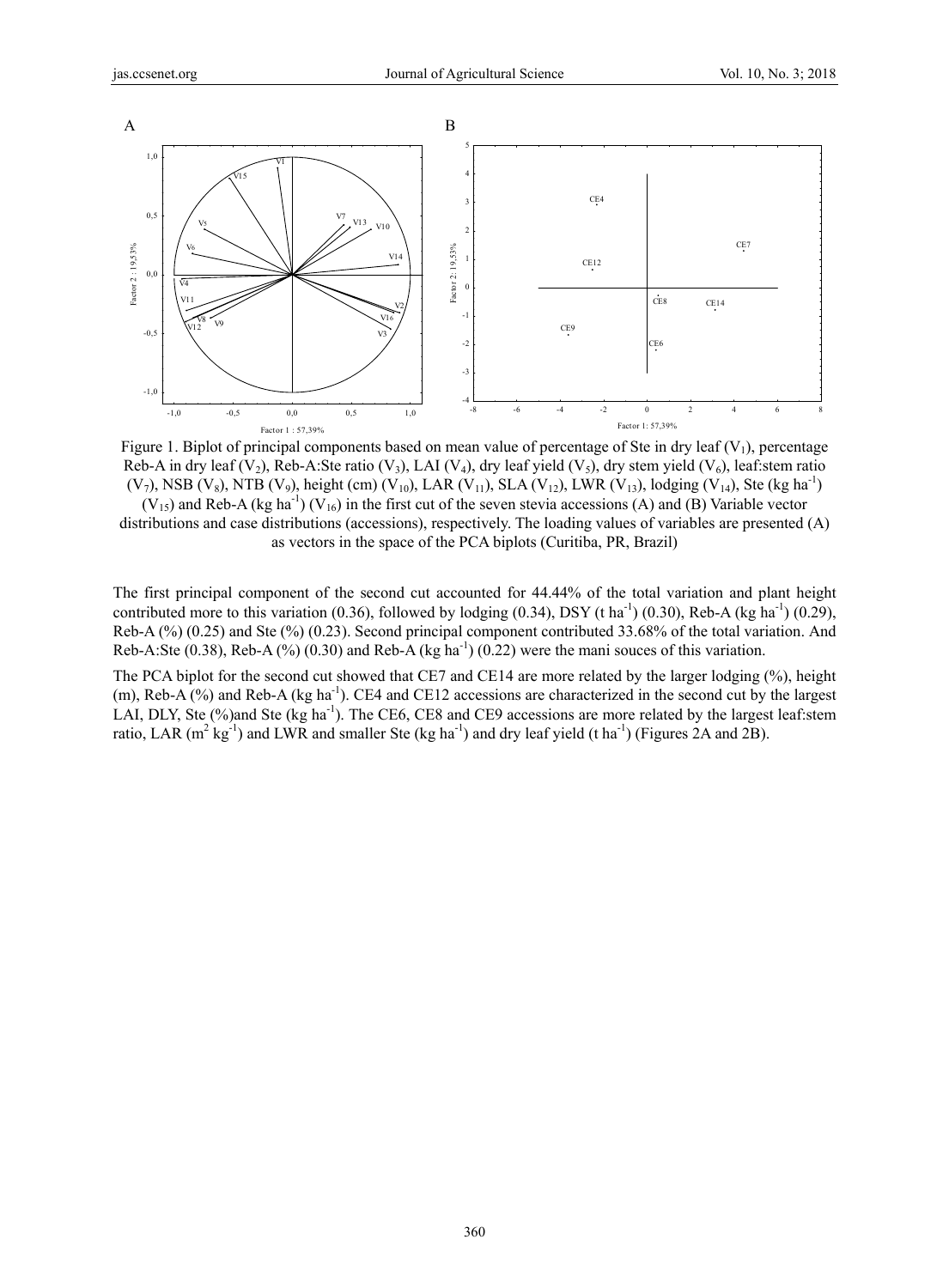Figure 1. Biplot of principal components based on mean value of percentage of Ste in dry leaf ($V_1$), percentage Reb-A in dry leaf ($V_2$), Reb-A:Ste ratio ($V_3$), LAI ($V_4$), dry leaf yield ($V_5$), dry stem yield ($V_6$), leaf:stem ratio ($V_7$), NSB ($V_8$), NTB ($V_9$), height (cm) ($V_{10}$), LAR ($V_{11}$), SLA ($V_{12}$), LWR ($V_{13}$), lodging ($V_{14}$), Ste (kg $ha^{-1}$) ($V_{15}$) and Reb-A (kg $ha^{-1}$) ($V_{16}$) in the first cut of the seven stevia accessions (A) and (B) Variable vector distributions and case distributions (accessions), respectively. The loading values of variables are presented (A) as vectors in the space of the PCA biplots (Curitiba, PR, Brazil)

The first principal component of the second cut accounted for 44.44% of the total variation and plant height contributed more to this variation (0.36), followed by lodging (0.34), DSY (t $ha^{-1}$) (0.30), Reb-A (kg $ha^{-1}$) (0.29), Reb-A (%) (0.25) and Ste (%) (0.23). Second principal component contributed 33.68% of the total variation. And Reb-A:Ste (0.38), Reb-A (%) (0.30) and Reb-A (kg $ha^{-1}$) (0.22) were the mani souces of this variation.

The PCA biplot for the second cut showed that CE7 and CE14 are more related by the larger lodging (%), height (m), Reb-A (%) and Reb-A (kg $ha^{-1}$). CE4 and CE12 accessions are characterized in the second cut by the largest LAI, DLY, Ste (%)and Ste (kg $ha^{-1}$). The CE6, CE8 and CE9 accessions are more related by the largest leaf:stem ratio, LAR ($m^2$ $kg^{-1}$) and LWR and smaller Ste (kg $ha^{-1}$) and dry leaf yield (t $ha^{-1}$) (Figures 2A and 2B).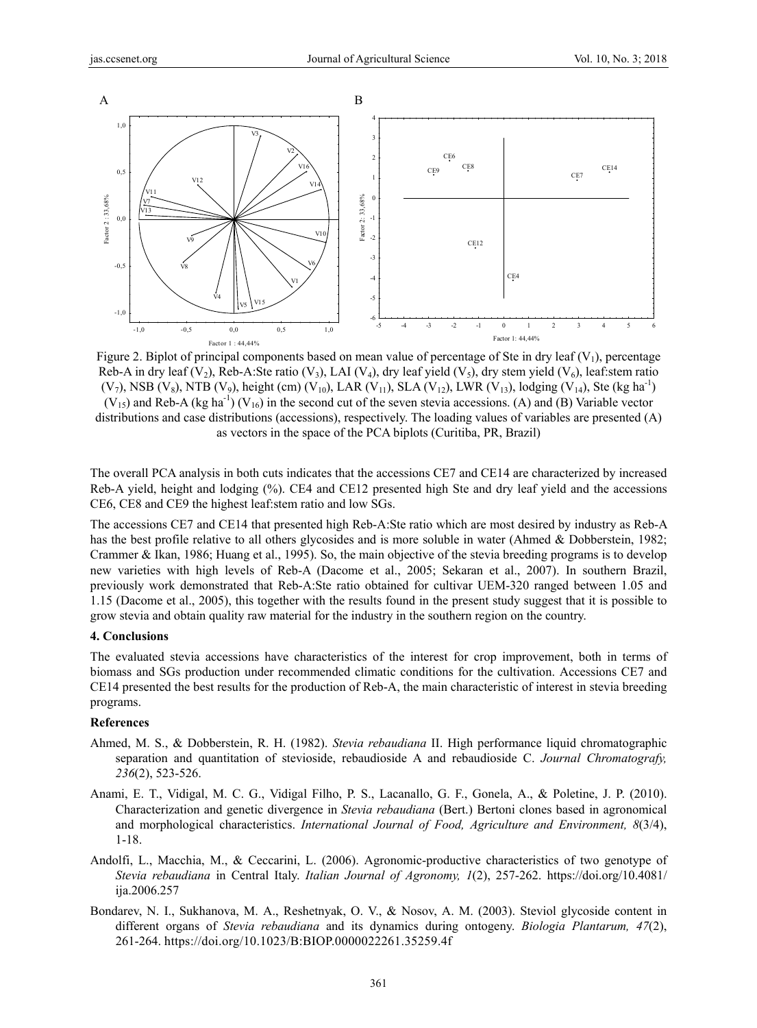Figure 2. Biplot of principal components based on mean value of percentage of Ste in dry leaf ($V_1$), percentage Reb-A in dry leaf ($V_2$), Reb-A:Ste ratio ($V_3$), LAI ($V_4$), dry leaf yield ($V_5$), dry stem yield ($V_6$), leaf:stem ratio ($V_7$), NSB ($V_8$), NTB ($V_9$), height (cm) ($V_{10}$), LAR ($V_{11}$), SLA ($V_{12}$), LWR ($V_{13}$), lodging ($V_{14}$), Ste (kg ha$^{-1}$) ($V_{15}$) and Reb-A (kg ha$^{-1}$) ($V_{16}$) in the second cut of the seven stevia accessions. (A) and (B) Variable vector distributions and case distributions (accessions), respectively. The loading values of variables are presented (A) as vectors in the space of the PCA biplots (Curitiba, PR, Brazil)

The overall PCA analysis in both cuts indicates that the accessions CE7 and CE14 are characterized by increased Reb-A yield, height and lodging (%). CE4 and CE12 presented high Ste and dry leaf yield and the accessions CE6, CE8 and CE9 the highest leaf:stem ratio and low SGs.

The accessions CE7 and CE14 that presented high Reb-A:Ste ratio which are most desired by industry as Reb-A has the best profile relative to all others glycosides and is more soluble in water (Ahmed & Dobberstein, 1982; Crammer & Ikan, 1986; Huang et al., 1995). So, the main objective of the stevia breeding programs is to develop new varieties with high levels of Reb-A (Dacome et al., 2005; Sekaran et al., 2007). In southern Brazil, previously work demonstrated that Reb-A:Ste ratio obtained for cultivar UEM-320 ranged between 1.05 and 1.15 (Dacome et al., 2005), this together with the results found in the present study suggest that it is possible to grow stevia and obtain quality raw material for the industry in the southern region on the country.

## 4. Conclusions

The evaluated stevia accessions have characteristics of the interest for crop improvement, both in terms of biomass and SGs production under recommended climatic conditions for the cultivation. Accessions CE7 and CE14 presented the best results for the production of Reb-A, the main characteristic of interest in stevia breeding programs.

## References

Ahmed, M. S., & Dobberstein, R. H. (1982). *Stevia rebaudiana* II. High performance liquid chromatographic separation and quantitation of stevioside, rebaudioside A and rebaudioside C. *Journal Chromatografy, 236*(2), 523-526.

Anami, E. T., Vidigal, M. C. G., Vidigal Filho, P. S., Lacanallo, G. F., Gonela, A., & Poletine, J. P. (2010). Characterization and genetic divergence in *Stevia rebaudiana* (Bert.) Bertoni clones based in agronomical and morphological characteristics. *International Journal of Food, Agriculture and Environment, 8*(3/4), 1-18.

Andolfi, L., Macchia, M., & Ceccarini, L. (2006). Agronomic-productive characteristics of two genotype of *Stevia rebaudiana* in Central Italy. *Italian Journal of Agronomy, 1*(2), 257-262. https://doi.org/10.4081/ija.2006.257

Bondarev, N. I., Sukhanova, M. A., Reshetnyak, O. V., & Nosov, A. M. (2003). Steviol glycoside content in different organs of *Stevia rebaudiana* and its dynamics during ontogeny. *Biologia Plantarum, 47*(2), 261-264. https://doi.org/10.1023/B:BIOP.0000022261.35259.4f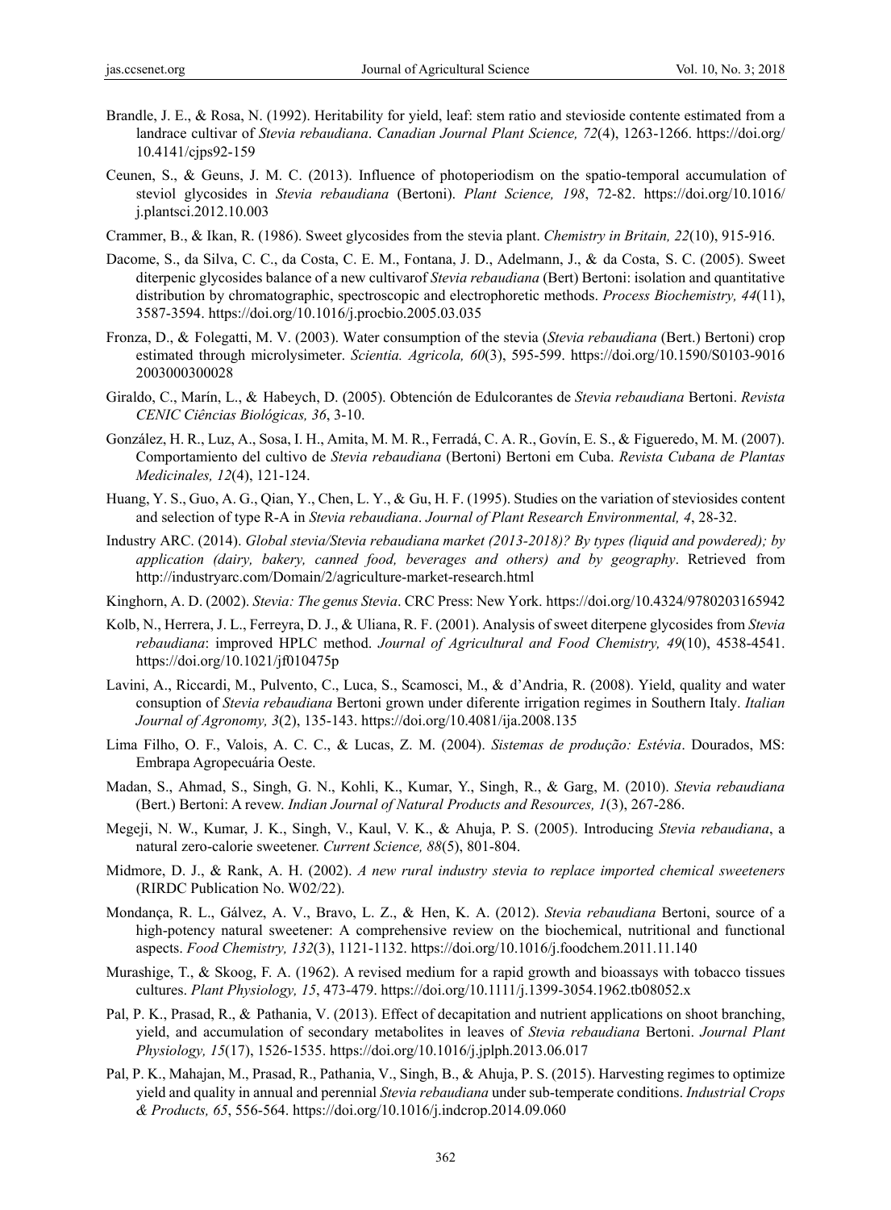Brandle, J. E., & Rosa, N. (1992). Heritability for yield, leaf: stem ratio and stevioside contente estimated from a landrace cultivar of *Stevia rebaudiana*. *Canadian Journal Plant Science, 72*(4), 1263-1266. https://doi.org/10.4141/cjps92-159

Ceunen, S., & Geuns, J. M. C. (2013). Influence of photoperiodism on the spatio-temporal accumulation of steviol glycosides in *Stevia rebaudiana* (Bertoni). *Plant Science, 198*, 72-82. https://doi.org/10.1016/j.plantsci.2012.10.003

Crammer, B., & Ikan, R. (1986). Sweet glycosides from the stevia plant. *Chemistry in Britain, 22*(10), 915-916.

Dacome, S., da Silva, C. C., da Costa, C. E. M., Fontana, J. D., Adelmann, J., & da Costa, S. C. (2005). Sweet diterpenic glycosides balance of a new cultivarof *Stevia rebaudiana* (Bert) Bertoni: isolation and quantitative distribution by chromatographic, spectroscopic and electrophoretic methods. *Process Biochemistry, 44*(11), 3587-3594. https://doi.org/10.1016/j.procbio.2005.03.035

Fronza, D., & Folegatti, M. V. (2003). Water consumption of the stevia (*Stevia rebaudiana* (Bert.) Bertoni) crop estimated through microlysimeter. *Scientia. Agricola, 60*(3), 595-599. https://doi.org/10.1590/S0103-9016 2003000300028

Giraldo, C., Marín, L., & Habeych, D. (2005). Obtención de Edulcorantes de *Stevia rebaudiana* Bertoni. *Revista CENIC Ciências Biológicas, 36*, 3-10.

González, H. R., Luz, A., Sosa, I. H., Amita, M. M. R., Ferradá, C. A. R., Govín, E. S., & Figueredo, M. M. (2007). Comportamiento del cultivo de *Stevia rebaudiana* (Bertoni) Bertoni em Cuba. *Revista Cubana de Plantas Medicinales, 12*(4), 121-124.

Huang, Y. S., Guo, A. G., Qian, Y., Chen, L. Y., & Gu, H. F. (1995). Studies on the variation of steviosides content and selection of type R-A in *Stevia rebaudiana*. *Journal of Plant Research Environmental, 4*, 28-32.

Industry ARC. (2014). *Global stevia/Stevia rebaudiana market (2013-2018)? By types (liquid and powdered); by application (dairy, bakery, canned food, beverages and others) and by geography*. Retrieved from http://industryarc.com/Domain/2/agriculture-market-research.html

Kinghorn, A. D. (2002). *Stevia: The genus Stevia*. CRC Press: New York. https://doi.org/10.4324/9780203165942

Kolb, N., Herrera, J. L., Ferreyra, D. J., & Uliana, R. F. (2001). Analysis of sweet diterpene glycosides from *Stevia rebaudiana*: improved HPLC method. *Journal of Agricultural and Food Chemistry, 49*(10), 4538-4541. https://doi.org/10.1021/jf010475p

Lavini, A., Riccardi, M., Pulvento, C., Luca, S., Scamosci, M., & d'Andria, R. (2008). Yield, quality and water consuption of *Stevia rebaudiana* Bertoni grown under diferente irrigation regimes in Southern Italy. *Italian Journal of Agronomy, 3*(2), 135-143. https://doi.org/10.4081/ija.2008.135

Lima Filho, O. F., Valois, A. C. C., & Lucas, Z. M. (2004). *Sistemas de produção: Estévia*. Dourados, MS: Embrapa Agropecuária Oeste.

Madan, S., Ahmad, S., Singh, G. N., Kohli, K., Kumar, Y., Singh, R., & Garg, M. (2010). *Stevia rebaudiana* (Bert.) Bertoni: A revew. *Indian Journal of Natural Products and Resources, 1*(3), 267-286.

Megeji, N. W., Kumar, J. K., Singh, V., Kaul, V. K., & Ahuja, P. S. (2005). Introducing *Stevia rebaudiana*, a natural zero-calorie sweetener. *Current Science, 88*(5), 801-804.

Midmore, D. J., & Rank, A. H. (2002). *A new rural industry stevia to replace imported chemical sweeteners* (RIRDC Publication No. W02/22).

Mondança, R. L., Gálvez, A. V., Bravo, L. Z., & Hen, K. A. (2012). *Stevia rebaudiana* Bertoni, source of a high-potency natural sweetener: A comprehensive review on the biochemical, nutritional and functional aspects. *Food Chemistry, 132*(3), 1121-1132. https://doi.org/10.1016/j.foodchem.2011.11.140

Murashige, T., & Skoog, F. A. (1962). A revised medium for a rapid growth and bioassays with tobacco tissues cultures. *Plant Physiology, 15*, 473-479. https://doi.org/10.1111/j.1399-3054.1962.tb08052.x

Pal, P. K., Prasad, R., & Pathania, V. (2013). Effect of decapitation and nutrient applications on shoot branching, yield, and accumulation of secondary metabolites in leaves of *Stevia rebaudiana* Bertoni. *Journal Plant Physiology, 15*(17), 1526-1535. https://doi.org/10.1016/j.jplph.2013.06.017

Pal, P. K., Mahajan, M., Prasad, R., Pathania, V., Singh, B., & Ahuja, P. S. (2015). Harvesting regimes to optimize yield and quality in annual and perennial *Stevia rebaudiana* under sub-temperate conditions. *Industrial Crops & Products, 65*, 556-564. https://doi.org/10.1016/j.indcrop.2014.09.060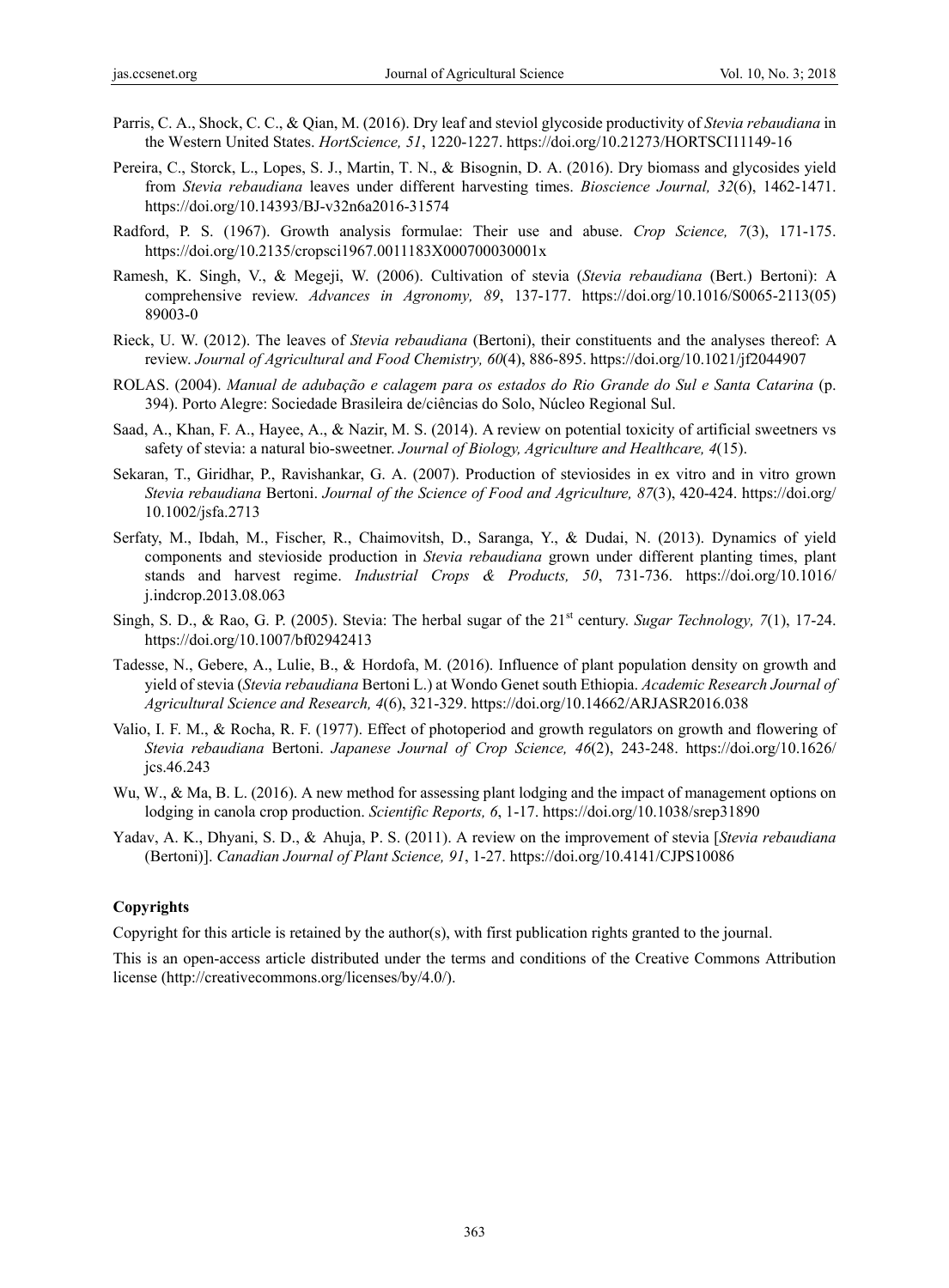Parris, C. A., Shock, C. C., & Qian, M. (2016). Dry leaf and steviol glycoside productivity of *Stevia rebaudiana* in the Western United States. *HortScience, 51*, 1220-1227. https://doi.org/10.21273/HORTSCI11149-16

Pereira, C., Storck, L., Lopes, S. J., Martin, T. N., & Bisognin, D. A. (2016). Dry biomass and glycosides yield from *Stevia rebaudiana* leaves under different harvesting times. *Bioscience Journal, 32*(6), 1462-1471. https://doi.org/10.14393/BJ-v32n6a2016-31574

Radford, P. S. (1967). Growth analysis formulae: Their use and abuse. *Crop Science, 7*(3), 171-175. https://doi.org/10.2135/cropsci1967.0011183X000700030001x

Ramesh, K. Singh, V., & Megeji, W. (2006). Cultivation of stevia (*Stevia rebaudiana* (Bert.) Bertoni): A comprehensive review. *Advances in Agronomy, 89*, 137-177. https://doi.org/10.1016/S0065-2113(05)89003-0

Rieck, U. W. (2012). The leaves of *Stevia rebaudiana* (Bertoni), their constituents and the analyses thereof: A review. *Journal of Agricultural and Food Chemistry, 60*(4), 886-895. https://doi.org/10.1021/jf2044907

ROLAS. (2004). *Manual de adubação e calagem para os estados do Rio Grande do Sul e Santa Catarina* (p. 394). Porto Alegre: Sociedade Brasileira de/ciências do Solo, Núcleo Regional Sul.

Saad, A., Khan, F. A., Hayee, A., & Nazir, M. S. (2014). A review on potential toxicity of artificial sweetners vs safety of stevia: a natural bio-sweetner. *Journal of Biology, Agriculture and Healthcare, 4*(15).

Sekaran, T., Giridhar, P., Ravishankar, G. A. (2007). Production of steviosides in ex vitro and in vitro grown *Stevia rebaudiana* Bertoni. *Journal of the Science of Food and Agriculture, 87*(3), 420-424. https://doi.org/10.1002/jsfa.2713

Serfaty, M., Ibdah, M., Fischer, R., Chaimovitsh, D., Saranga, Y., & Dudai, N. (2013). Dynamics of yield components and stevioside production in *Stevia rebaudiana* grown under different planting times, plant stands and harvest regime. *Industrial Crops & Products, 50*, 731-736. https://doi.org/10.1016/j.indcrop.2013.08.063

Singh, S. D., & Rao, G. P. (2005). Stevia: The herbal sugar of the 21st century. *Sugar Technology, 7*(1), 17-24. https://doi.org/10.1007/bf02942413

Tadesse, N., Gebere, A., Lulie, B., & Hordofa, M. (2016). Influence of plant population density on growth and yield of stevia (*Stevia rebaudiana* Bertoni L.) at Wondo Genet south Ethiopia. *Academic Research Journal of Agricultural Science and Research, 4*(6), 321-329. https://doi.org/10.14662/ARJASR2016.038

Valio, I. F. M., & Rocha, R. F. (1977). Effect of photoperiod and growth regulators on growth and flowering of *Stevia rebaudiana* Bertoni. *Japanese Journal of Crop Science, 46*(2), 243-248. https://doi.org/10.1626/jcs.46.243

Wu, W., & Ma, B. L. (2016). A new method for assessing plant lodging and the impact of management options on lodging in canola crop production. *Scientific Reports, 6*, 1-17. https://doi.org/10.1038/srep31890

Yadav, A. K., Dhyani, S. D., & Ahuja, P. S. (2011). A review on the improvement of stevia [*Stevia rebaudiana* (Bertoni)]. *Canadian Journal of Plant Science, 91*, 1-27. https://doi.org/10.4141/CJPS10086

**Copyrights**

Copyright for this article is retained by the author(s), with first publication rights granted to the journal.

This is an open-access article distributed under the terms and conditions of the Creative Commons Attribution license (http://creativecommons.org/licenses/by/4.0/).